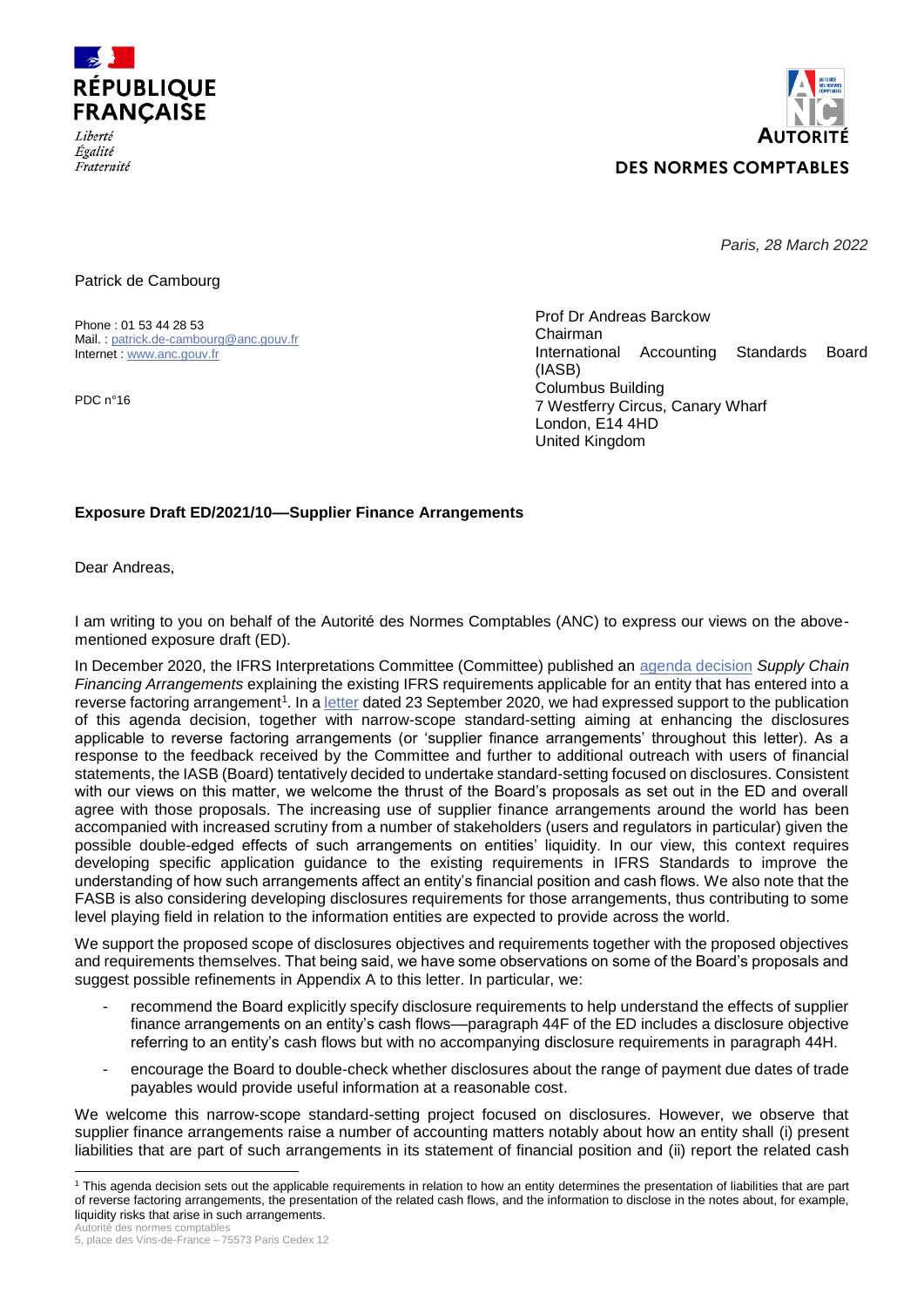RÉPUBLIQUE FRANÇAISE

*Liberté*
*Égalité*
*Fraternité*

AUTORITÉ DES NORMES COMPTABLES

*Paris, 28 March 2022*

Patrick de Cambourg

Phone : 01 53 44 28 53
Mail. : patrick.de-cambourg@anc.gouv.fr
Internet : www.anc.gouv.fr

PDC n°16

Prof Dr Andreas Barckow
Chairman
International Accounting Standards Board (IASB)
Columbus Building
7 Westferry Circus, Canary Wharf
London, E14 4HD
United Kingdom

**Exposure Draft ED/2021/10—Supplier Finance Arrangements**

Dear Andreas,

I am writing to you on behalf of the Autorité des Normes Comptables (ANC) to express our views on the above-mentioned exposure draft (ED).

In December 2020, the IFRS Interpretations Committee (Committee) published an agenda decision *Supply Chain Financing Arrangements* explaining the existing IFRS requirements applicable for an entity that has entered into a reverse factoring arrangement[1]. In a letter dated 23 September 2020, we had expressed support to the publication of this agenda decision, together with narrow-scope standard-setting aiming at enhancing the disclosures applicable to reverse factoring arrangements (or 'supplier finance arrangements' throughout this letter). As a response to the feedback received by the Committee and further to additional outreach with users of financial statements, the IASB (Board) tentatively decided to undertake standard-setting focused on disclosures. Consistent with our views on this matter, we welcome the thrust of the Board's proposals as set out in the ED and overall agree with those proposals. The increasing use of supplier finance arrangements around the world has been accompanied with increased scrutiny from a number of stakeholders (users and regulators in particular) given the possible double-edged effects of such arrangements on entities' liquidity. In our view, this context requires developing specific application guidance to the existing requirements in IFRS Standards to improve the understanding of how such arrangements affect an entity's financial position and cash flows. We also note that the FASB is also considering developing disclosures requirements for those arrangements, thus contributing to some level playing field in relation to the information entities are expected to provide across the world.

We support the proposed scope of disclosures objectives and requirements together with the proposed objectives and requirements themselves. That being said, we have some observations on some of the Board's proposals and suggest possible refinements in Appendix A to this letter. In particular, we:

- recommend the Board explicitly specify disclosure requirements to help understand the effects of supplier finance arrangements on an entity's cash flows—paragraph 44F of the ED includes a disclosure objective referring to an entity's cash flows but with no accompanying disclosure requirements in paragraph 44H.
- encourage the Board to double-check whether disclosures about the range of payment due dates of trade payables would provide useful information at a reasonable cost.

We welcome this narrow-scope standard-setting project focused on disclosures. However, we observe that supplier finance arrangements raise a number of accounting matters notably about how an entity shall (i) present liabilities that are part of such arrangements in its statement of financial position and (ii) report the related cash

[1] This agenda decision sets out the applicable requirements in relation to how an entity determines the presentation of liabilities that are part of reverse factoring arrangements, the presentation of the related cash flows, and the information to disclose in the notes about, for example, liquidity risks that arise in such arrangements.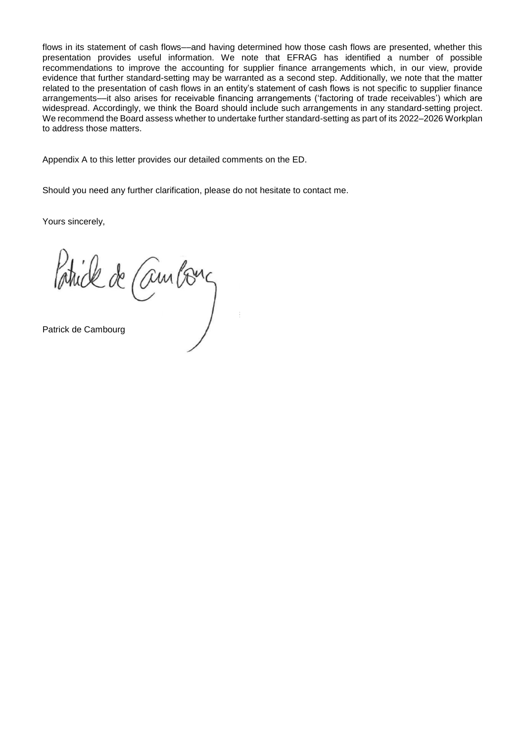flows in its statement of cash flows—and having determined how those cash flows are presented, whether this presentation provides useful information. We note that EFRAG has identified a number of possible recommendations to improve the accounting for supplier finance arrangements which, in our view, provide evidence that further standard-setting may be warranted as a second step. Additionally, we note that the matter related to the presentation of cash flows in an entity's statement of cash flows is not specific to supplier finance arrangements—it also arises for receivable financing arrangements ('factoring of trade receivables') which are widespread. Accordingly, we think the Board should include such arrangements in any standard-setting project. We recommend the Board assess whether to undertake further standard-setting as part of its 2022–2026 Workplan to address those matters.

Appendix A to this letter provides our detailed comments on the ED.

Should you need any further clarification, please do not hesitate to contact me.

Yours sincerely,

Patrick de Cambourg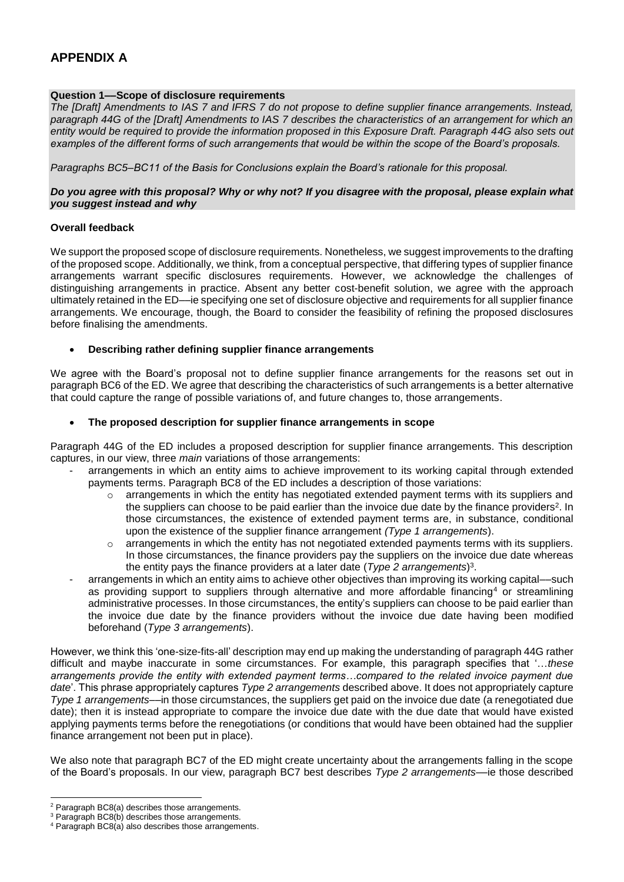# APPENDIX A

**Question 1—Scope of disclosure requirements**

*The [Draft] Amendments to IAS 7 and IFRS 7 do not propose to define supplier finance arrangements. Instead, paragraph 44G of the [Draft] Amendments to IAS 7 describes the characteristics of an arrangement for which an entity would be required to provide the information proposed in this Exposure Draft. Paragraph 44G also sets out examples of the different forms of such arrangements that would be within the scope of the Board's proposals.*

*Paragraphs BC5–BC11 of the Basis for Conclusions explain the Board's rationale for this proposal.*

***Do you agree with this proposal? Why or why not? If you disagree with the proposal, please explain what you suggest instead and why***

**Overall feedback**

We support the proposed scope of disclosure requirements. Nonetheless, we suggest improvements to the drafting of the proposed scope. Additionally, we think, from a conceptual perspective, that differing types of supplier finance arrangements warrant specific disclosures requirements. However, we acknowledge the challenges of distinguishing arrangements in practice. Absent any better cost-benefit solution, we agree with the approach ultimately retained in the ED—ie specifying one set of disclosure objective and requirements for all supplier finance arrangements. We encourage, though, the Board to consider the feasibility of refining the proposed disclosures before finalising the amendments.

- **Describing rather defining supplier finance arrangements**

We agree with the Board's proposal not to define supplier finance arrangements for the reasons set out in paragraph BC6 of the ED. We agree that describing the characteristics of such arrangements is a better alternative that could capture the range of possible variations of, and future changes to, those arrangements.

- **The proposed description for supplier finance arrangements in scope**

Paragraph 44G of the ED includes a proposed description for supplier finance arrangements. This description captures, in our view, three *main* variations of those arrangements:

- arrangements in which an entity aims to achieve improvement to its working capital through extended payments terms. Paragraph BC8 of the ED includes a description of those variations:
  - arrangements in which the entity has negotiated extended payment terms with its suppliers and the suppliers can choose to be paid earlier than the invoice due date by the finance providers[2]. In those circumstances, the existence of extended payment terms are, in substance, conditional upon the existence of the supplier finance arrangement *(Type 1 arrangements*).
  - arrangements in which the entity has not negotiated extended payments terms with its suppliers. In those circumstances, the finance providers pay the suppliers on the invoice due date whereas the entity pays the finance providers at a later date (*Type 2 arrangements*)[3].
- arrangements in which an entity aims to achieve other objectives than improving its working capital—such as providing support to suppliers through alternative and more affordable financing[4] or streamlining administrative processes. In those circumstances, the entity's suppliers can choose to be paid earlier than the invoice due date by the finance providers without the invoice due date having been modified beforehand (*Type 3 arrangements*).

However, we think this 'one-size-fits-all' description may end up making the understanding of paragraph 44G rather difficult and maybe inaccurate in some circumstances. For example, this paragraph specifies that '…*these arrangements provide the entity with extended payment terms…compared to the related invoice payment due date*'. This phrase appropriately captures *Type 2 arrangements* described above. It does not appropriately capture *Type 1 arrangements*—in those circumstances, the suppliers get paid on the invoice due date (a renegotiated due date); then it is instead appropriate to compare the invoice due date with the due date that would have existed applying payments terms before the renegotiations (or conditions that would have been obtained had the supplier finance arrangement not been put in place).

We also note that paragraph BC7 of the ED might create uncertainty about the arrangements falling in the scope of the Board's proposals. In our view, paragraph BC7 best describes *Type 2 arrangements*—ie those described

[2] Paragraph BC8(a) describes those arrangements.

[3] Paragraph BC8(b) describes those arrangements.

[4] Paragraph BC8(a) also describes those arrangements.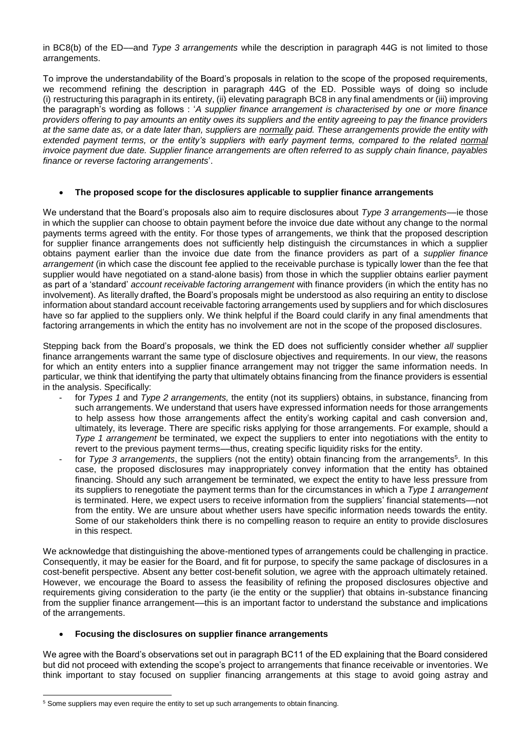in BC8(b) of the ED—and *Type 3 arrangements* while the description in paragraph 44G is not limited to those arrangements.

To improve the understandability of the Board's proposals in relation to the scope of the proposed requirements, we recommend refining the description in paragraph 44G of the ED. Possible ways of doing so include (i) restructuring this paragraph in its entirety, (ii) elevating paragraph BC8 in any final amendments or (iii) improving the paragraph's wording as follows : '*A supplier finance arrangement is characterised by one or more finance providers offering to pay amounts an entity owes its suppliers and the entity agreeing to pay the finance providers at the same date as, or a date later than, suppliers are normally paid. These arrangements provide the entity with extended payment terms, or the entity's suppliers with early payment terms, compared to the related normal invoice payment due date. Supplier finance arrangements are often referred to as supply chain finance, payables finance or reverse factoring arrangements*'.

- **The proposed scope for the disclosures applicable to supplier finance arrangements**

We understand that the Board's proposals also aim to require disclosures about *Type 3 arrangements*—ie those in which the supplier can choose to obtain payment before the invoice due date without any change to the normal payments terms agreed with the entity. For those types of arrangements, we think that the proposed description for supplier finance arrangements does not sufficiently help distinguish the circumstances in which a supplier obtains payment earlier than the invoice due date from the finance providers as part of a *supplier finance arrangement* (in which case the discount fee applied to the receivable purchase is typically lower than the fee that supplier would have negotiated on a stand-alone basis) from those in which the supplier obtains earlier payment as part of a 'standard' *account receivable factoring arrangement* with finance providers (in which the entity has no involvement). As literally drafted, the Board's proposals might be understood as also requiring an entity to disclose information about standard account receivable factoring arrangements used by suppliers and for which disclosures have so far applied to the suppliers only. We think helpful if the Board could clarify in any final amendments that factoring arrangements in which the entity has no involvement are not in the scope of the proposed disclosures.

Stepping back from the Board's proposals, we think the ED does not sufficiently consider whether *all* supplier finance arrangements warrant the same type of disclosure objectives and requirements. In our view, the reasons for which an entity enters into a supplier finance arrangement may not trigger the same information needs. In particular, we think that identifying the party that ultimately obtains financing from the finance providers is essential in the analysis. Specifically:

- for *Types 1* and *Type 2 arrangements,* the entity (not its suppliers) obtains, in substance, financing from such arrangements. We understand that users have expressed information needs for those arrangements to help assess how those arrangements affect the entity's working capital and cash conversion and, ultimately, its leverage. There are specific risks applying for those arrangements. For example, should a *Type 1 arrangement* be terminated, we expect the suppliers to enter into negotiations with the entity to revert to the previous payment terms—thus, creating specific liquidity risks for the entity.
- for *Type 3 arrangements*, the suppliers (not the entity) obtain financing from the arrangements[5]. In this case, the proposed disclosures may inappropriately convey information that the entity has obtained financing. Should any such arrangement be terminated, we expect the entity to have less pressure from its suppliers to renegotiate the payment terms than for the circumstances in which a *Type 1 arrangement* is terminated. Here, we expect users to receive information from the suppliers' financial statements—not from the entity. We are unsure about whether users have specific information needs towards the entity. Some of our stakeholders think there is no compelling reason to require an entity to provide disclosures in this respect.

We acknowledge that distinguishing the above-mentioned types of arrangements could be challenging in practice. Consequently, it may be easier for the Board, and fit for purpose, to specify the same package of disclosures in a cost-benefit perspective. Absent any better cost-benefit solution, we agree with the approach ultimately retained. However, we encourage the Board to assess the feasibility of refining the proposed disclosures objective and requirements giving consideration to the party (ie the entity or the supplier) that obtains in-substance financing from the supplier finance arrangement—this is an important factor to understand the substance and implications of the arrangements.

- **Focusing the disclosures on supplier finance arrangements**

We agree with the Board's observations set out in paragraph BC11 of the ED explaining that the Board considered but did not proceed with extending the scope's project to arrangements that finance receivable or inventories. We think important to stay focused on supplier financing arrangements at this stage to avoid going astray and

[5] Some suppliers may even require the entity to set up such arrangements to obtain financing.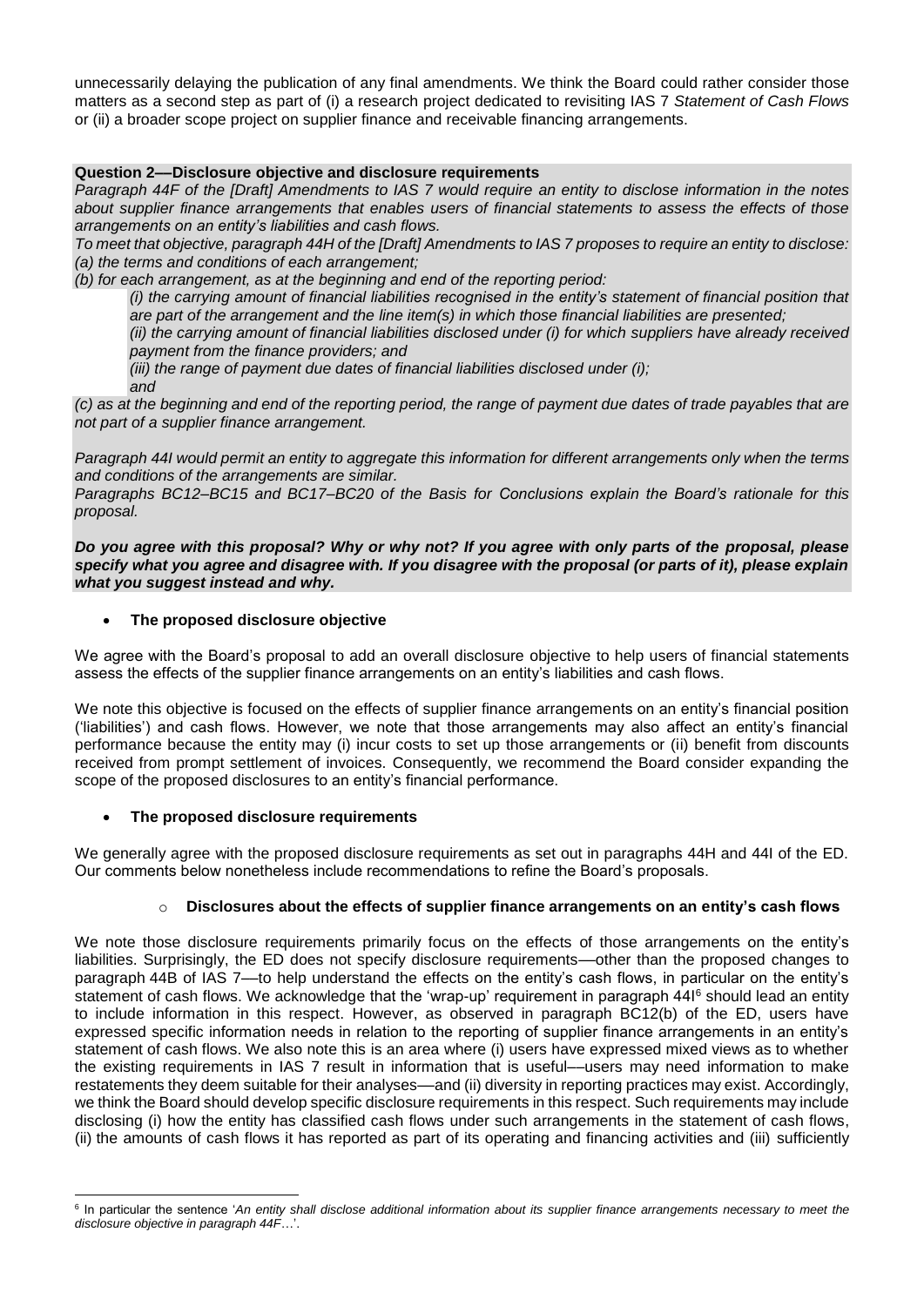unnecessarily delaying the publication of any final amendments. We think the Board could rather consider those matters as a second step as part of (i) a research project dedicated to revisiting IAS 7 *Statement of Cash Flows* or (ii) a broader scope project on supplier finance and receivable financing arrangements.

**Question 2—Disclosure objective and disclosure requirements**

*Paragraph 44F of the [Draft] Amendments to IAS 7 would require an entity to disclose information in the notes about supplier finance arrangements that enables users of financial statements to assess the effects of those arrangements on an entity's liabilities and cash flows.*

*To meet that objective, paragraph 44H of the [Draft] Amendments to IAS 7 proposes to require an entity to disclose:*

*(a) the terms and conditions of each arrangement;*

*(b) for each arrangement, as at the beginning and end of the reporting period:*

> *(i) the carrying amount of financial liabilities recognised in the entity's statement of financial position that are part of the arrangement and the line item(s) in which those financial liabilities are presented;*
>
> *(ii) the carrying amount of financial liabilities disclosed under (i) for which suppliers have already received payment from the finance providers; and*
>
> *(iii) the range of payment due dates of financial liabilities disclosed under (i);*
>
> *and*

*(c) as at the beginning and end of the reporting period, the range of payment due dates of trade payables that are not part of a supplier finance arrangement.*

*Paragraph 44I would permit an entity to aggregate this information for different arrangements only when the terms and conditions of the arrangements are similar.*

*Paragraphs BC12–BC15 and BC17–BC20 of the Basis for Conclusions explain the Board's rationale for this proposal.*

***Do you agree with this proposal? Why or why not? If you agree with only parts of the proposal, please specify what you agree and disagree with. If you disagree with the proposal (or parts of it), please explain what you suggest instead and why.***

- **The proposed disclosure objective**

We agree with the Board's proposal to add an overall disclosure objective to help users of financial statements assess the effects of the supplier finance arrangements on an entity's liabilities and cash flows.

We note this objective is focused on the effects of supplier finance arrangements on an entity's financial position ('liabilities') and cash flows. However, we note that those arrangements may also affect an entity's financial performance because the entity may (i) incur costs to set up those arrangements or (ii) benefit from discounts received from prompt settlement of invoices. Consequently, we recommend the Board consider expanding the scope of the proposed disclosures to an entity's financial performance.

- **The proposed disclosure requirements**

We generally agree with the proposed disclosure requirements as set out in paragraphs 44H and 44I of the ED. Our comments below nonetheless include recommendations to refine the Board's proposals.

- **Disclosures about the effects of supplier finance arrangements on an entity's cash flows**

We note those disclosure requirements primarily focus on the effects of those arrangements on the entity's liabilities. Surprisingly, the ED does not specify disclosure requirements—other than the proposed changes to paragraph 44B of IAS 7—to help understand the effects on the entity's cash flows, in particular on the entity's statement of cash flows. We acknowledge that the 'wrap-up' requirement in paragraph 44I[6] should lead an entity to include information in this respect. However, as observed in paragraph BC12(b) of the ED, users have expressed specific information needs in relation to the reporting of supplier finance arrangements in an entity's statement of cash flows. We also note this is an area where (i) users have expressed mixed views as to whether the existing requirements in IAS 7 result in information that is useful—users may need information to make restatements they deem suitable for their analyses—and (ii) diversity in reporting practices may exist. Accordingly, we think the Board should develop specific disclosure requirements in this respect. Such requirements may include disclosing (i) how the entity has classified cash flows under such arrangements in the statement of cash flows, (ii) the amounts of cash flows it has reported as part of its operating and financing activities and (iii) sufficiently

---

[6] In particular the sentence '*An entity shall disclose additional information about its supplier finance arrangements necessary to meet the disclosure objective in paragraph 44F…*'.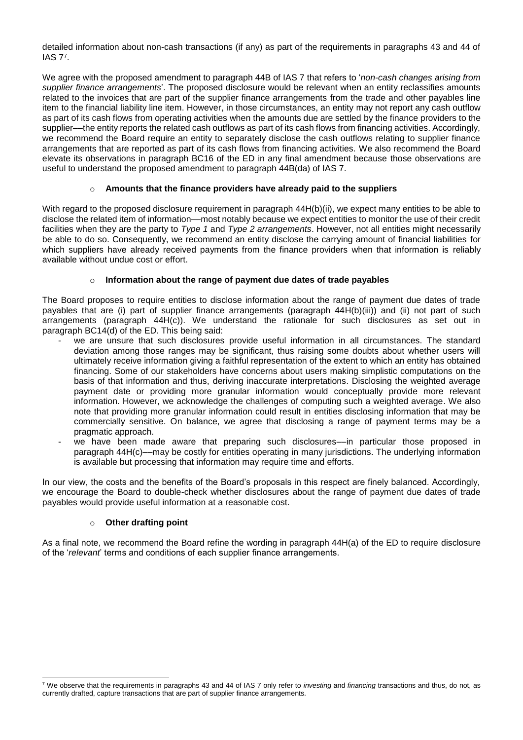detailed information about non-cash transactions (if any) as part of the requirements in paragraphs 43 and 44 of IAS 7[7].

We agree with the proposed amendment to paragraph 44B of IAS 7 that refers to '*non-cash changes arising from supplier finance arrangements*'. The proposed disclosure would be relevant when an entity reclassifies amounts related to the invoices that are part of the supplier finance arrangements from the trade and other payables line item to the financial liability line item. However, in those circumstances, an entity may not report any cash outflow as part of its cash flows from operating activities when the amounts due are settled by the finance providers to the supplier—the entity reports the related cash outflows as part of its cash flows from financing activities. Accordingly, we recommend the Board require an entity to separately disclose the cash outflows relating to supplier finance arrangements that are reported as part of its cash flows from financing activities. We also recommend the Board elevate its observations in paragraph BC16 of the ED in any final amendment because those observations are useful to understand the proposed amendment to paragraph 44B(da) of IAS 7.

- **Amounts that the finance providers have already paid to the suppliers**

With regard to the proposed disclosure requirement in paragraph 44H(b)(ii), we expect many entities to be able to disclose the related item of information—most notably because we expect entities to monitor the use of their credit facilities when they are the party to *Type 1* and *Type 2 arrangements*. However, not all entities might necessarily be able to do so. Consequently, we recommend an entity disclose the carrying amount of financial liabilities for which suppliers have already received payments from the finance providers when that information is reliably available without undue cost or effort.

- **Information about the range of payment due dates of trade payables**

The Board proposes to require entities to disclose information about the range of payment due dates of trade payables that are (i) part of supplier finance arrangements (paragraph 44H(b)(iii)) and (ii) not part of such arrangements (paragraph 44H(c)). We understand the rationale for such disclosures as set out in paragraph BC14(d) of the ED. This being said:

- we are unsure that such disclosures provide useful information in all circumstances. The standard deviation among those ranges may be significant, thus raising some doubts about whether users will ultimately receive information giving a faithful representation of the extent to which an entity has obtained financing. Some of our stakeholders have concerns about users making simplistic computations on the basis of that information and thus, deriving inaccurate interpretations. Disclosing the weighted average payment date or providing more granular information would conceptually provide more relevant information. However, we acknowledge the challenges of computing such a weighted average. We also note that providing more granular information could result in entities disclosing information that may be commercially sensitive. On balance, we agree that disclosing a range of payment terms may be a pragmatic approach.
- we have been made aware that preparing such disclosures—in particular those proposed in paragraph 44H(c)—may be costly for entities operating in many jurisdictions. The underlying information is available but processing that information may require time and efforts.

In our view, the costs and the benefits of the Board's proposals in this respect are finely balanced. Accordingly, we encourage the Board to double-check whether disclosures about the range of payment due dates of trade payables would provide useful information at a reasonable cost.

- **Other drafting point**

As a final note, we recommend the Board refine the wording in paragraph 44H(a) of the ED to require disclosure of the '*relevant*' terms and conditions of each supplier finance arrangements.

[7] We observe that the requirements in paragraphs 43 and 44 of IAS 7 only refer to *investing* and *financing* transactions and thus, do not, as currently drafted, capture transactions that are part of supplier finance arrangements.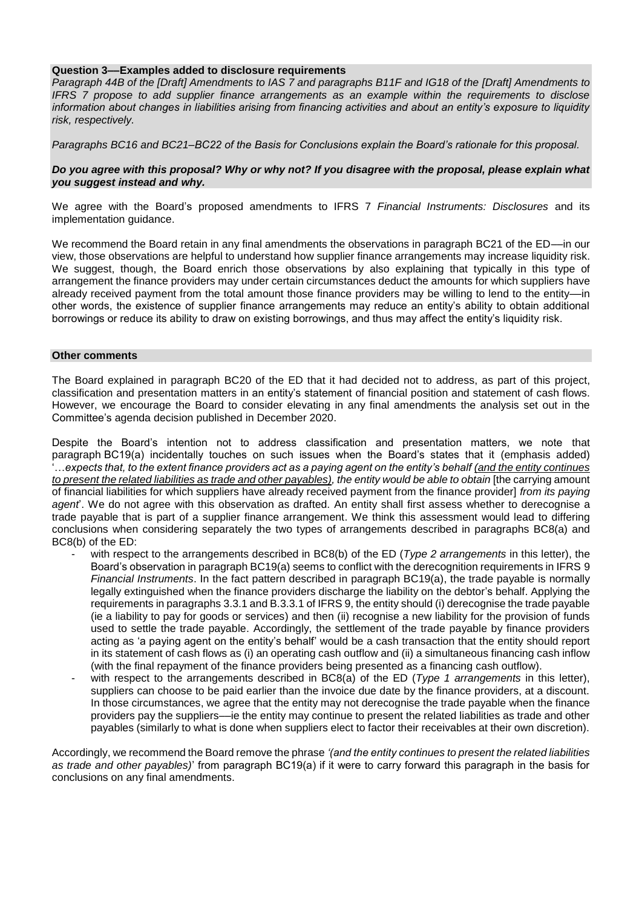**Question 3—Examples added to disclosure requirements**

*Paragraph 44B of the [Draft] Amendments to IAS 7 and paragraphs B11F and IG18 of the [Draft] Amendments to IFRS 7 propose to add supplier finance arrangements as an example within the requirements to disclose information about changes in liabilities arising from financing activities and about an entity's exposure to liquidity risk, respectively.*

*Paragraphs BC16 and BC21–BC22 of the Basis for Conclusions explain the Board's rationale for this proposal.*

***Do you agree with this proposal? Why or why not? If you disagree with the proposal, please explain what you suggest instead and why.***

We agree with the Board's proposed amendments to IFRS 7 *Financial Instruments: Disclosures* and its implementation guidance.

We recommend the Board retain in any final amendments the observations in paragraph BC21 of the ED—in our view, those observations are helpful to understand how supplier finance arrangements may increase liquidity risk. We suggest, though, the Board enrich those observations by also explaining that typically in this type of arrangement the finance providers may under certain circumstances deduct the amounts for which suppliers have already received payment from the total amount those finance providers may be willing to lend to the entity—in other words, the existence of supplier finance arrangements may reduce an entity's ability to obtain additional borrowings or reduce its ability to draw on existing borrowings, and thus may affect the entity's liquidity risk.

**Other comments**

The Board explained in paragraph BC20 of the ED that it had decided not to address, as part of this project, classification and presentation matters in an entity's statement of financial position and statement of cash flows. However, we encourage the Board to consider elevating in any final amendments the analysis set out in the Committee's agenda decision published in December 2020.

Despite the Board's intention not to address classification and presentation matters, we note that paragraph BC19(a) incidentally touches on such issues when the Board's states that it (emphasis added) '…*expects that, to the extent finance providers act as a paying agent on the entity's behalf (and the entity continues to present the related liabilities as trade and other payables), the entity would be able to obtain* [the carrying amount of financial liabilities for which suppliers have already received payment from the finance provider] *from its paying agent*'. We do not agree with this observation as drafted. An entity shall first assess whether to derecognise a trade payable that is part of a supplier finance arrangement. We think this assessment would lead to differing conclusions when considering separately the two types of arrangements described in paragraphs BC8(a) and BC8(b) of the ED:

- with respect to the arrangements described in BC8(b) of the ED (*Type 2 arrangements* in this letter), the Board's observation in paragraph BC19(a) seems to conflict with the derecognition requirements in IFRS 9 *Financial Instruments*. In the fact pattern described in paragraph BC19(a), the trade payable is normally legally extinguished when the finance providers discharge the liability on the debtor's behalf. Applying the requirements in paragraphs 3.3.1 and B.3.3.1 of IFRS 9, the entity should (i) derecognise the trade payable (ie a liability to pay for goods or services) and then (ii) recognise a new liability for the provision of funds used to settle the trade payable. Accordingly, the settlement of the trade payable by finance providers acting as 'a paying agent on the entity's behalf' would be a cash transaction that the entity should report in its statement of cash flows as (i) an operating cash outflow and (ii) a simultaneous financing cash inflow (with the final repayment of the finance providers being presented as a financing cash outflow).
- with respect to the arrangements described in BC8(a) of the ED (*Type 1 arrangements* in this letter), suppliers can choose to be paid earlier than the invoice due date by the finance providers, at a discount. In those circumstances, we agree that the entity may not derecognise the trade payable when the finance providers pay the suppliers—ie the entity may continue to present the related liabilities as trade and other payables (similarly to what is done when suppliers elect to factor their receivables at their own discretion).

Accordingly, we recommend the Board remove the phrase *'(and the entity continues to present the related liabilities as trade and other payables)*' from paragraph BC19(a) if it were to carry forward this paragraph in the basis for conclusions on any final amendments.